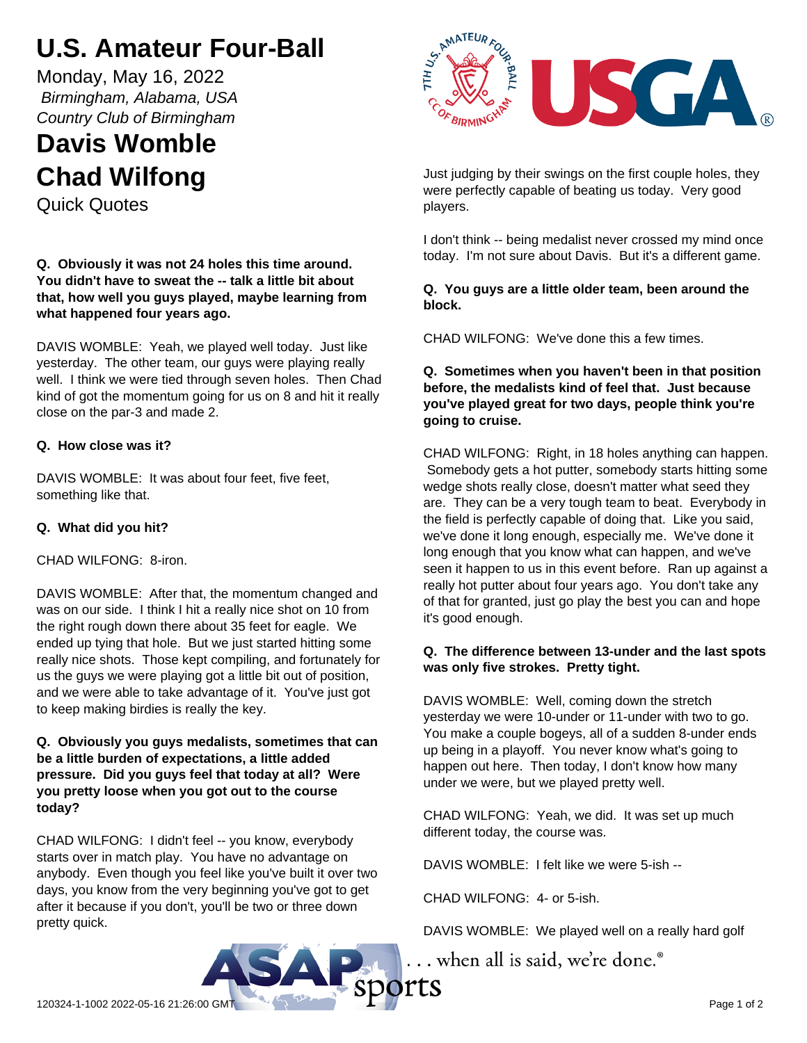# U.S. Amateur Four-Ball

Monday, May 16, 2022

*Birmingham, Alabama, USA*

*Country Club of Birmingham*

# Davis Womble

# Chad Wilfong

Quick Quotes

**Q. Obviously it was not 24 holes this time around. You didn't have to sweat the -- talk a little bit about that, how well you guys played, maybe learning from what happened four years ago.**

DAVIS WOMBLE: Yeah, we played well today. Just like yesterday. The other team, our guys were playing really well. I think we were tied through seven holes. Then Chad kind of got the momentum going for us on 8 and hit it really close on the par-3 and made 2.

**Q. How close was it?**

DAVIS WOMBLE: It was about four feet, five feet, something like that.

**Q. What did you hit?**

CHAD WILFONG: 8-iron.

DAVIS WOMBLE: After that, the momentum changed and was on our side. I think I hit a really nice shot on 10 from the right rough down there about 35 feet for eagle. We ended up tying that hole. But we just started hitting some really nice shots. Those kept compiling, and fortunately for us the guys we were playing got a little bit out of position, and we were able to take advantage of it. You've just got to keep making birdies is really the key.

**Q. Obviously you guys medalists, sometimes that can be a little burden of expectations, a little added pressure. Did you guys feel that today at all? Were you pretty loose when you got out to the course today?**

CHAD WILFONG: I didn't feel -- you know, everybody starts over in match play. You have no advantage on anybody. Even though you feel like you've built it over two days, you know from the very beginning you've got to get after it because if you don't, you'll be two or three down pretty quick.

Just judging by their swings on the first couple holes, they were perfectly capable of beating us today. Very good players.

I don't think -- being medalist never crossed my mind once today. I'm not sure about Davis. But it's a different game.

**Q. You guys are a little older team, been around the block.**

CHAD WILFONG: We've done this a few times.

**Q. Sometimes when you haven't been in that position before, the medalists kind of feel that. Just because you've played great for two days, people think you're going to cruise.**

CHAD WILFONG: Right, in 18 holes anything can happen. Somebody gets a hot putter, somebody starts hitting some wedge shots really close, doesn't matter what seed they are. They can be a very tough team to beat. Everybody in the field is perfectly capable of doing that. Like you said, we've done it long enough, especially me. We've done it long enough that you know what can happen, and we've seen it happen to us in this event before. Ran up against a really hot putter about four years ago. You don't take any of that for granted, just go play the best you can and hope it's good enough.

**Q. The difference between 13-under and the last spots was only five strokes. Pretty tight.**

DAVIS WOMBLE: Well, coming down the stretch yesterday we were 10-under or 11-under with two to go. You make a couple bogeys, all of a sudden 8-under ends up being in a playoff. You never know what's going to happen out here. Then today, I don't know how many under we were, but we played pretty well.

CHAD WILFONG: Yeah, we did. It was set up much different today, the course was.

DAVIS WOMBLE: I felt like we were 5-ish --

CHAD WILFONG: 4- or 5-ish.

DAVIS WOMBLE: We played well on a really hard golf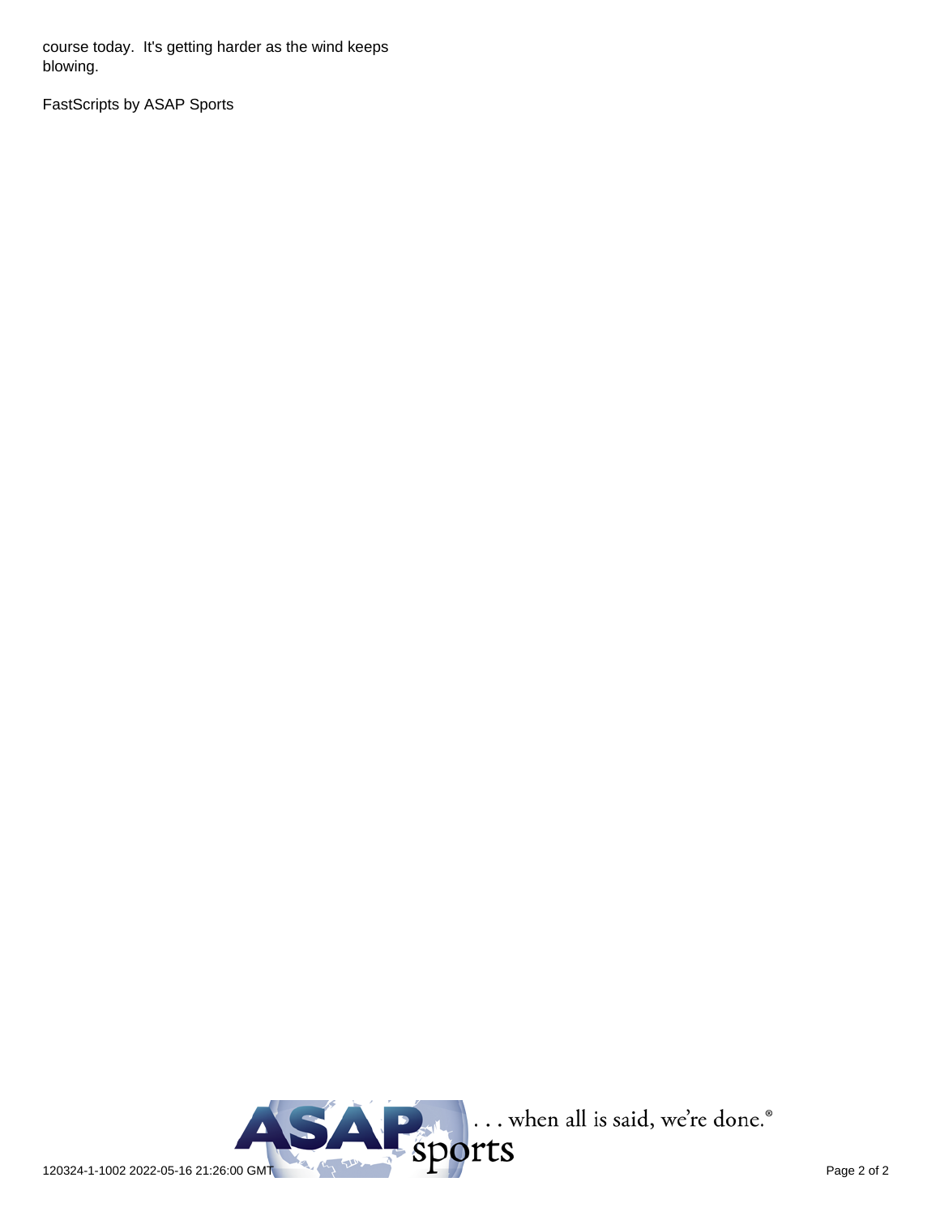course today. It's getting harder as the wind keeps blowing.

FastScripts by ASAP Sports